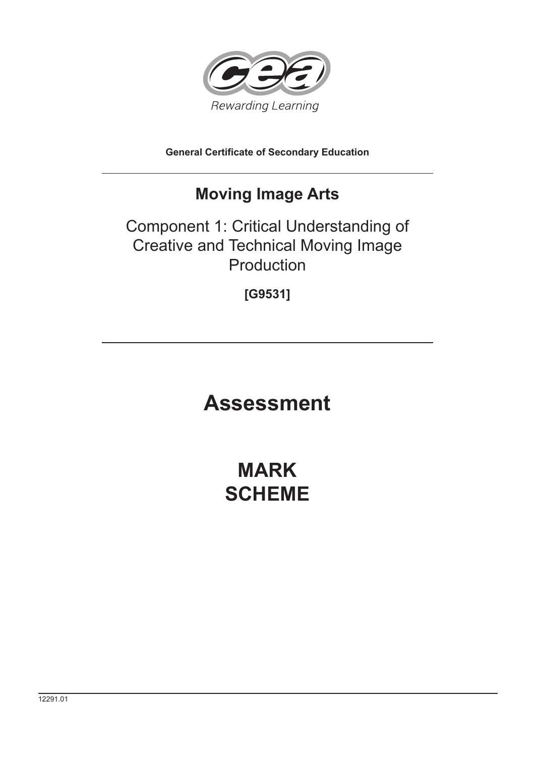Rewarding Learning

**General Certificate of Secondary Education**

# Moving Image Arts

## Component 1: Critical Understanding of Creative and Technical Moving Image Production

**[G9531]**

# Assessment

# MARK SCHEME

12291.01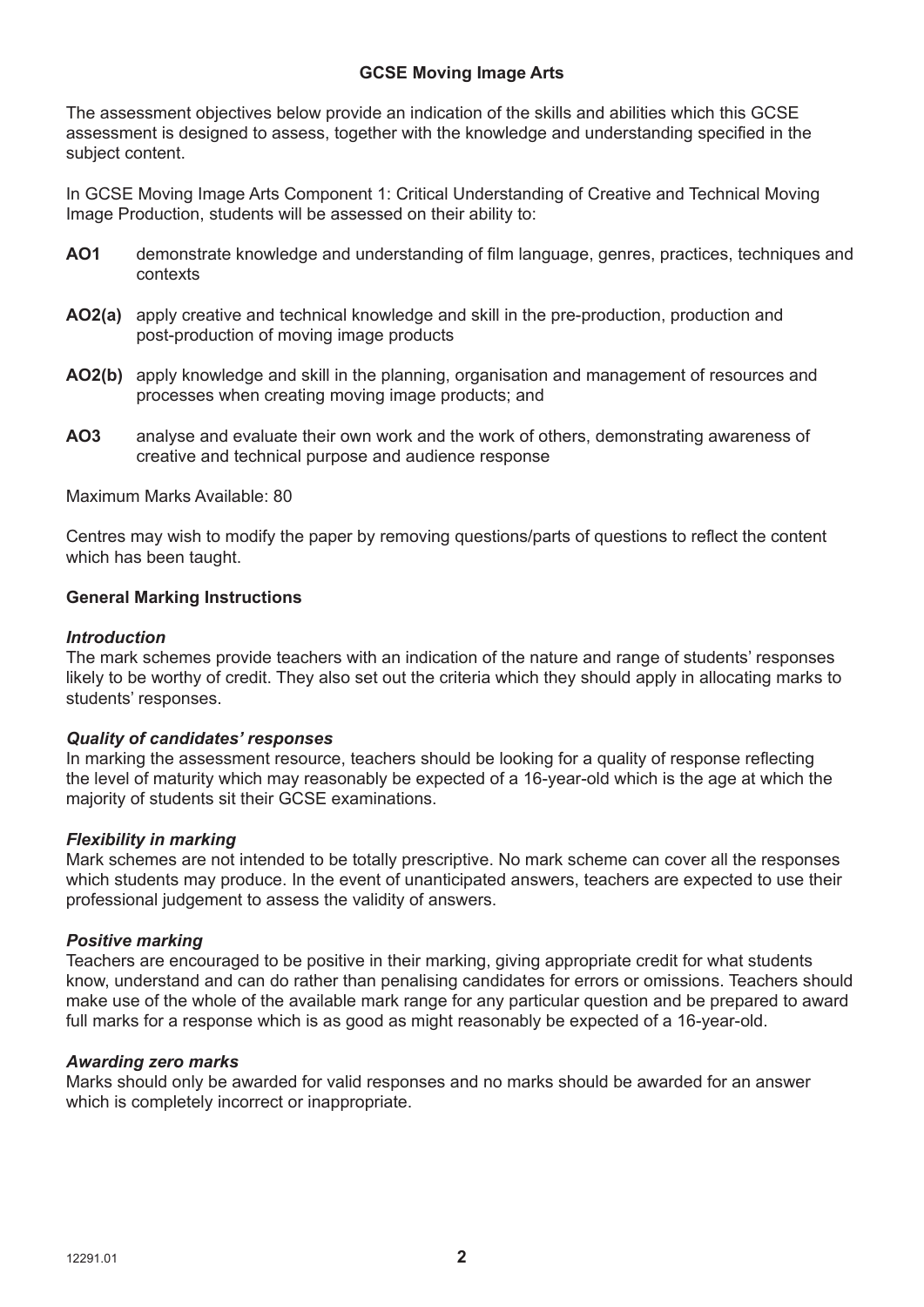## GCSE Moving Image Arts

The assessment objectives below provide an indication of the skills and abilities which this GCSE assessment is designed to assess, together with the knowledge and understanding specified in the subject content.

In GCSE Moving Image Arts Component 1: Critical Understanding of Creative and Technical Moving Image Production, students will be assessed on their ability to:

- **AO1** demonstrate knowledge and understanding of film language, genres, practices, techniques and contexts
- **AO2(a)** apply creative and technical knowledge and skill in the pre-production, production and post-production of moving image products
- **AO2(b)** apply knowledge and skill in the planning, organisation and management of resources and processes when creating moving image products; and
- **AO3** analyse and evaluate their own work and the work of others, demonstrating awareness of creative and technical purpose and audience response

Maximum Marks Available: 80

Centres may wish to modify the paper by removing questions/parts of questions to reflect the content which has been taught.

### General Marking Instructions

***Introduction***

The mark schemes provide teachers with an indication of the nature and range of students' responses likely to be worthy of credit. They also set out the criteria which they should apply in allocating marks to students' responses.

***Quality of candidates' responses***

In marking the assessment resource, teachers should be looking for a quality of response reflecting the level of maturity which may reasonably be expected of a 16-year-old which is the age at which the majority of students sit their GCSE examinations.

***Flexibility in marking***

Mark schemes are not intended to be totally prescriptive. No mark scheme can cover all the responses which students may produce. In the event of unanticipated answers, teachers are expected to use their professional judgement to assess the validity of answers.

***Positive marking***

Teachers are encouraged to be positive in their marking, giving appropriate credit for what students know, understand and can do rather than penalising candidates for errors or omissions. Teachers should make use of the whole of the available mark range for any particular question and be prepared to award full marks for a response which is as good as might reasonably be expected of a 16-year-old.

***Awarding zero marks***

Marks should only be awarded for valid responses and no marks should be awarded for an answer which is completely incorrect or inappropriate.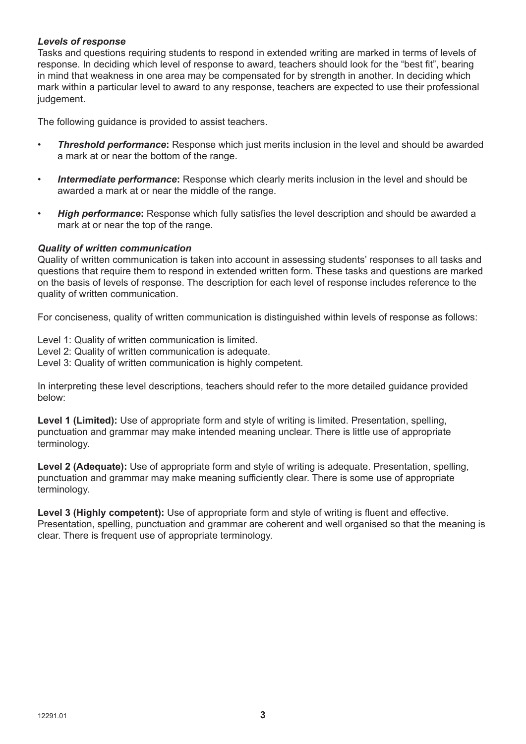### *Levels of response*

Tasks and questions requiring students to respond in extended writing are marked in terms of levels of response. In deciding which level of response to award, teachers should look for the "best fit", bearing in mind that weakness in one area may be compensated for by strength in another. In deciding which mark within a particular level to award to any response, teachers are expected to use their professional judgement.

The following guidance is provided to assist teachers.

- ***Threshold performance*:** Response which just merits inclusion in the level and should be awarded a mark at or near the bottom of the range.
- ***Intermediate performance*:** Response which clearly merits inclusion in the level and should be awarded a mark at or near the middle of the range.
- ***High performance*:** Response which fully satisfies the level description and should be awarded a mark at or near the top of the range.

### *Quality of written communication*

Quality of written communication is taken into account in assessing students' responses to all tasks and questions that require them to respond in extended written form. These tasks and questions are marked on the basis of levels of response. The description for each level of response includes reference to the quality of written communication.

For conciseness, quality of written communication is distinguished within levels of response as follows:

Level 1: Quality of written communication is limited.
Level 2: Quality of written communication is adequate.
Level 3: Quality of written communication is highly competent.

In interpreting these level descriptions, teachers should refer to the more detailed guidance provided below:

**Level 1 (Limited):** Use of appropriate form and style of writing is limited. Presentation, spelling, punctuation and grammar may make intended meaning unclear. There is little use of appropriate terminology.

**Level 2 (Adequate):** Use of appropriate form and style of writing is adequate. Presentation, spelling, punctuation and grammar may make meaning sufficiently clear. There is some use of appropriate terminology.

**Level 3 (Highly competent):** Use of appropriate form and style of writing is fluent and effective. Presentation, spelling, punctuation and grammar are coherent and well organised so that the meaning is clear. There is frequent use of appropriate terminology.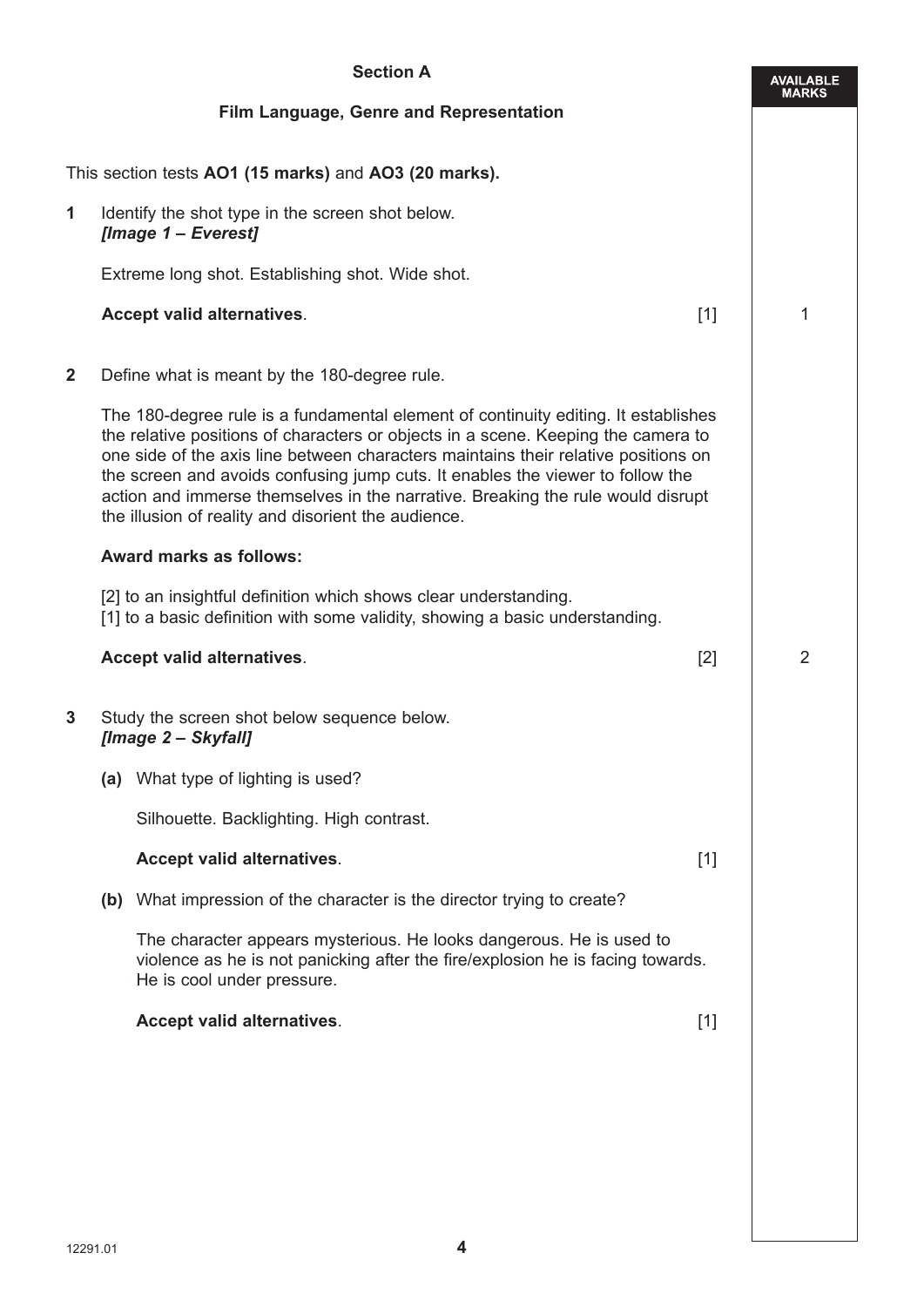## Section A

## Film Language, Genre and Representation

This section tests **AO1 (15 marks)** and **AO3 (20 marks).**

**1** Identify the shot type in the screen shot below.
***[Image 1 – Everest]***

Extreme long shot. Establishing shot. Wide shot.

**Accept valid alternatives**. [1] — 1

**2** Define what is meant by the 180-degree rule.

The 180-degree rule is a fundamental element of continuity editing. It establishes the relative positions of characters or objects in a scene. Keeping the camera to one side of the axis line between characters maintains their relative positions on the screen and avoids confusing jump cuts. It enables the viewer to follow the action and immerse themselves in the narrative. Breaking the rule would disrupt the illusion of reality and disorient the audience.

**Award marks as follows:**

[2] to an insightful definition which shows clear understanding.
[1] to a basic definition with some validity, showing a basic understanding.

**Accept valid alternatives**. [2] — 2

**3** Study the screen shot below sequence below.
***[Image 2 – Skyfall]***

**(a)** What type of lighting is used?

Silhouette. Backlighting. High contrast.

**Accept valid alternatives**. [1]

**(b)** What impression of the character is the director trying to create?

The character appears mysterious. He looks dangerous. He is used to violence as he is not panicking after the fire/explosion he is facing towards. He is cool under pressure.

**Accept valid alternatives**. [1]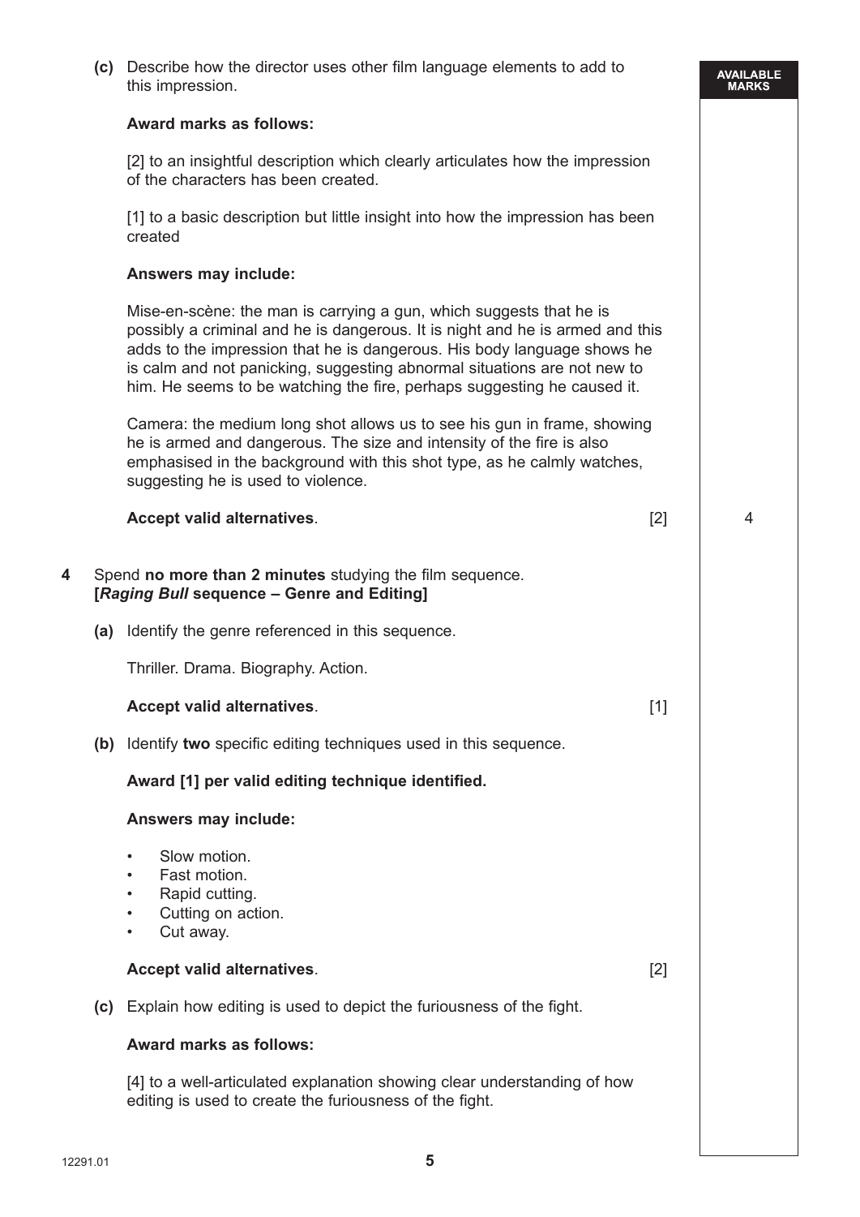**(c)** Describe how the director uses other film language elements to add to this impression.

**Award marks as follows:**

[2] to an insightful description which clearly articulates how the impression of the characters has been created.

[1] to a basic description but little insight into how the impression has been created

**Answers may include:**

Mise-en-scène: the man is carrying a gun, which suggests that he is possibly a criminal and he is dangerous. It is night and he is armed and this adds to the impression that he is dangerous. His body language shows he is calm and not panicking, suggesting abnormal situations are not new to him. He seems to be watching the fire, perhaps suggesting he caused it.

Camera: the medium long shot allows us to see his gun in frame, showing he is armed and dangerous. The size and intensity of the fire is also emphasised in the background with this shot type, as he calmly watches, suggesting he is used to violence.

**Accept valid alternatives**. [2]

AVAILABLE MARKS: 4

**4** Spend **no more than 2 minutes** studying the film sequence.
**[*Raging Bull* sequence – Genre and Editing]**

**(a)** Identify the genre referenced in this sequence.

Thriller. Drama. Biography. Action.

**Accept valid alternatives**. [1]

**(b)** Identify **two** specific editing techniques used in this sequence.

**Award [1] per valid editing technique identified.**

**Answers may include:**

- Slow motion.
- Fast motion.
- Rapid cutting.
- Cutting on action.
- Cut away.

**Accept valid alternatives**. [2]

**(c)** Explain how editing is used to depict the furiousness of the fight.

**Award marks as follows:**

[4] to a well-articulated explanation showing clear understanding of how editing is used to create the furiousness of the fight.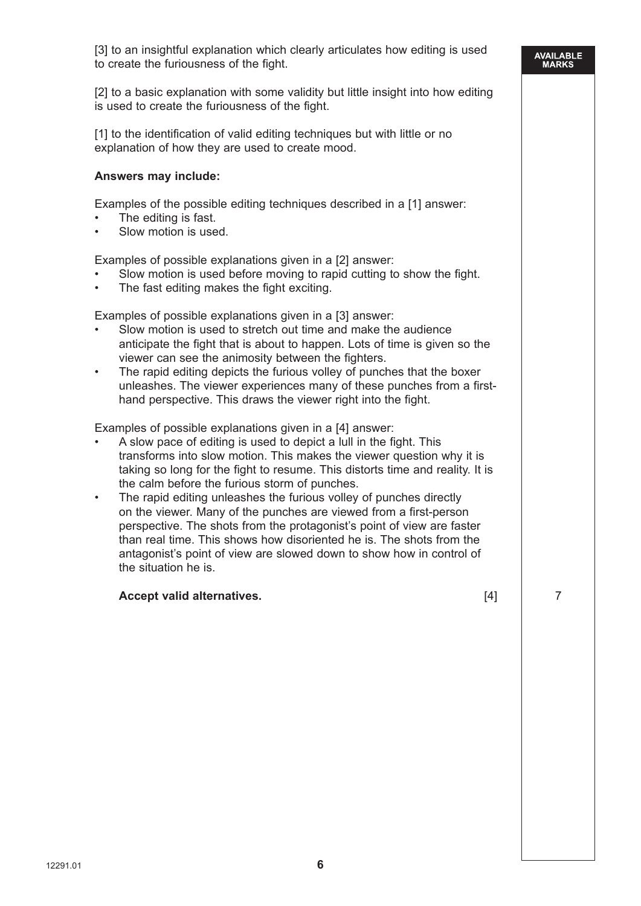[3] to an insightful explanation which clearly articulates how editing is used to create the furiousness of the fight.

[2] to a basic explanation with some validity but little insight into how editing is used to create the furiousness of the fight.

[1] to the identification of valid editing techniques but with little or no explanation of how they are used to create mood.

**Answers may include:**

Examples of the possible editing techniques described in a [1] answer:
- The editing is fast.
- Slow motion is used.

Examples of possible explanations given in a [2] answer:
- Slow motion is used before moving to rapid cutting to show the fight.
- The fast editing makes the fight exciting.

Examples of possible explanations given in a [3] answer:
- Slow motion is used to stretch out time and make the audience anticipate the fight that is about to happen. Lots of time is given so the viewer can see the animosity between the fighters.
- The rapid editing depicts the furious volley of punches that the boxer unleashes. The viewer experiences many of these punches from a first-hand perspective. This draws the viewer right into the fight.

Examples of possible explanations given in a [4] answer:
- A slow pace of editing is used to depict a lull in the fight. This transforms into slow motion. This makes the viewer question why it is taking so long for the fight to resume. This distorts time and reality. It is the calm before the furious storm of punches.
- The rapid editing unleashes the furious volley of punches directly on the viewer. Many of the punches are viewed from a first-person perspective. The shots from the protagonist's point of view are faster than real time. This shows how disoriented he is. The shots from the antagonist's point of view are slowed down to show how in control of the situation he is.

**Accept valid alternatives.** [4]

AVAILABLE MARKS: 7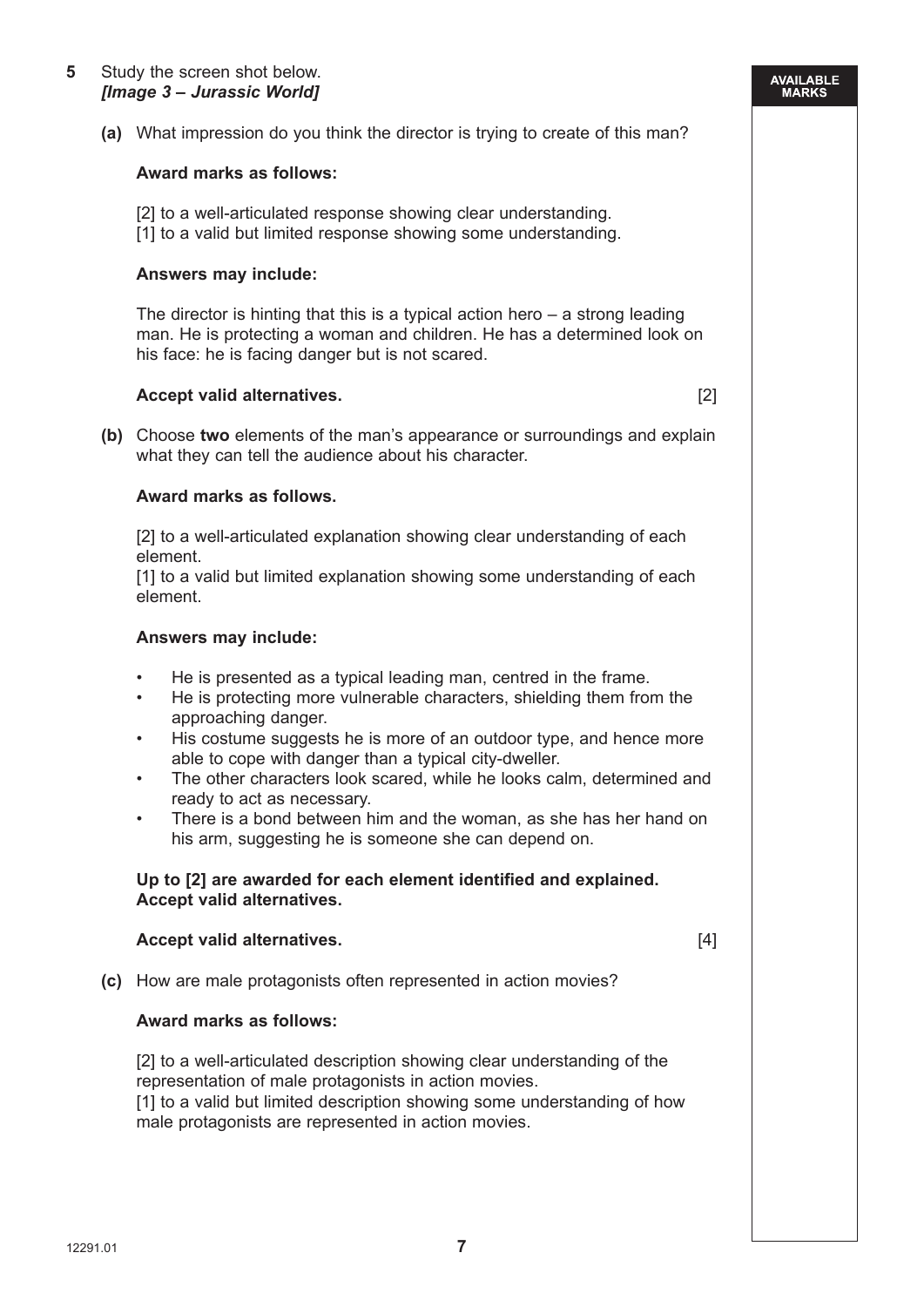**5** Study the screen shot below.
***[Image 3 – Jurassic World]***

**(a)** What impression do you think the director is trying to create of this man?

**Award marks as follows:**

[2] to a well-articulated response showing clear understanding.
[1] to a valid but limited response showing some understanding.

**Answers may include:**

The director is hinting that this is a typical action hero – a strong leading man. He is protecting a woman and children. He has a determined look on his face: he is facing danger but is not scared.

**Accept valid alternatives.** [2]

**(b)** Choose **two** elements of the man's appearance or surroundings and explain what they can tell the audience about his character.

**Award marks as follows.**

[2] to a well-articulated explanation showing clear understanding of each element.
[1] to a valid but limited explanation showing some understanding of each element.

**Answers may include:**

- He is presented as a typical leading man, centred in the frame.
- He is protecting more vulnerable characters, shielding them from the approaching danger.
- His costume suggests he is more of an outdoor type, and hence more able to cope with danger than a typical city-dweller.
- The other characters look scared, while he looks calm, determined and ready to act as necessary.
- There is a bond between him and the woman, as she has her hand on his arm, suggesting he is someone she can depend on.

**Up to [2] are awarded for each element identified and explained.**
**Accept valid alternatives.**

**Accept valid alternatives.** [4]

**(c)** How are male protagonists often represented in action movies?

**Award marks as follows:**

[2] to a well-articulated description showing clear understanding of the representation of male protagonists in action movies.
[1] to a valid but limited description showing some understanding of how male protagonists are represented in action movies.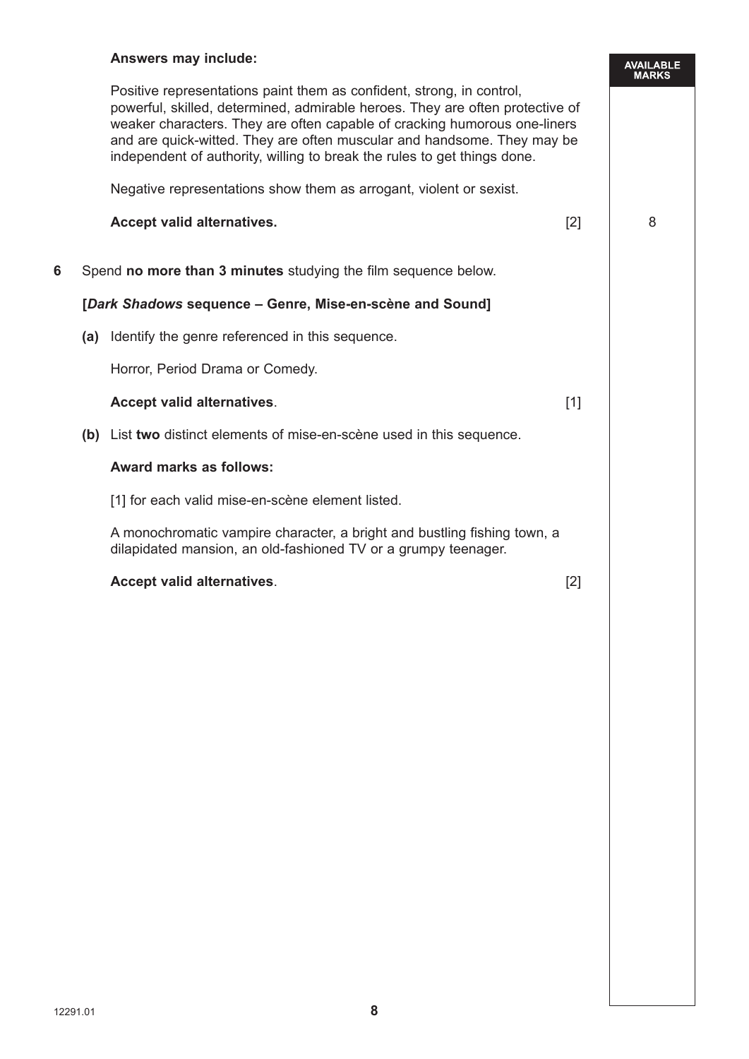**Answers may include:**

Positive representations paint them as confident, strong, in control, powerful, skilled, determined, admirable heroes. They are often protective of weaker characters. They are often capable of cracking humorous one-liners and are quick-witted. They are often muscular and handsome. They may be independent of authority, willing to break the rules to get things done.

Negative representations show them as arrogant, violent or sexist.

**Accept valid alternatives.** [2]

AVAILABLE MARKS: 8

**6** Spend **no more than 3 minutes** studying the film sequence below.

**[*Dark Shadows* sequence – Genre, Mise-en-scène and Sound]**

**(a)** Identify the genre referenced in this sequence.

Horror, Period Drama or Comedy.

**Accept valid alternatives**. [1]

**(b)** List **two** distinct elements of mise-en-scène used in this sequence.

**Award marks as follows:**

[1] for each valid mise-en-scène element listed.

A monochromatic vampire character, a bright and bustling fishing town, a dilapidated mansion, an old-fashioned TV or a grumpy teenager.

**Accept valid alternatives**. [2]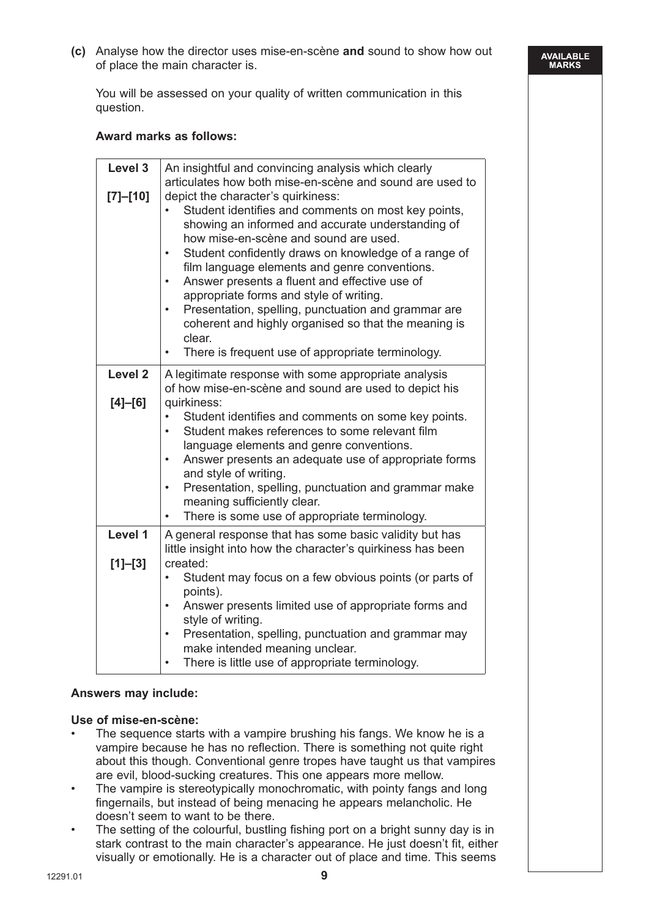**(c)** Analyse how the director uses mise-en-scène **and** sound to show how out of place the main character is.

You will be assessed on your quality of written communication in this question.

**Award marks as follows:**

| Level | Description |
| --- | --- |
| **Level 3** **[7]–[10]** | An insightful and convincing analysis which clearly articulates how both mise-en-scène and sound are used to depict the character's quirkiness:<br>• Student identifies and comments on most key points, showing an informed and accurate understanding of how mise-en-scène and sound are used.<br>• Student confidently draws on knowledge of a range of film language elements and genre conventions.<br>• Answer presents a fluent and effective use of appropriate forms and style of writing.<br>• Presentation, spelling, punctuation and grammar are coherent and highly organised so that the meaning is clear.<br>• There is frequent use of appropriate terminology. |
| **Level 2** **[4]–[6]** | A legitimate response with some appropriate analysis of how mise-en-scène and sound are used to depict his quirkiness:<br>• Student identifies and comments on some key points.<br>• Student makes references to some relevant film language elements and genre conventions.<br>• Answer presents an adequate use of appropriate forms and style of writing.<br>• Presentation, spelling, punctuation and grammar make meaning sufficiently clear.<br>• There is some use of appropriate terminology. |
| **Level 1** **[1]–[3]** | A general response that has some basic validity but has little insight into how the character's quirkiness has been created:<br>• Student may focus on a few obvious points (or parts of points).<br>• Answer presents limited use of appropriate forms and style of writing.<br>• Presentation, spelling, punctuation and grammar may make intended meaning unclear.<br>• There is little use of appropriate terminology. |

**Answers may include:**

**Use of mise-en-scène:**

- The sequence starts with a vampire brushing his fangs. We know he is a vampire because he has no reflection. There is something not quite right about this though. Conventional genre tropes have taught us that vampires are evil, blood-sucking creatures. This one appears more mellow.
- The vampire is stereotypically monochromatic, with pointy fangs and long fingernails, but instead of being menacing he appears melancholic. He doesn't seem to want to be there.
- The setting of the colourful, bustling fishing port on a bright sunny day is in stark contrast to the main character's appearance. He just doesn't fit, either visually or emotionally. He is a character out of place and time. This seems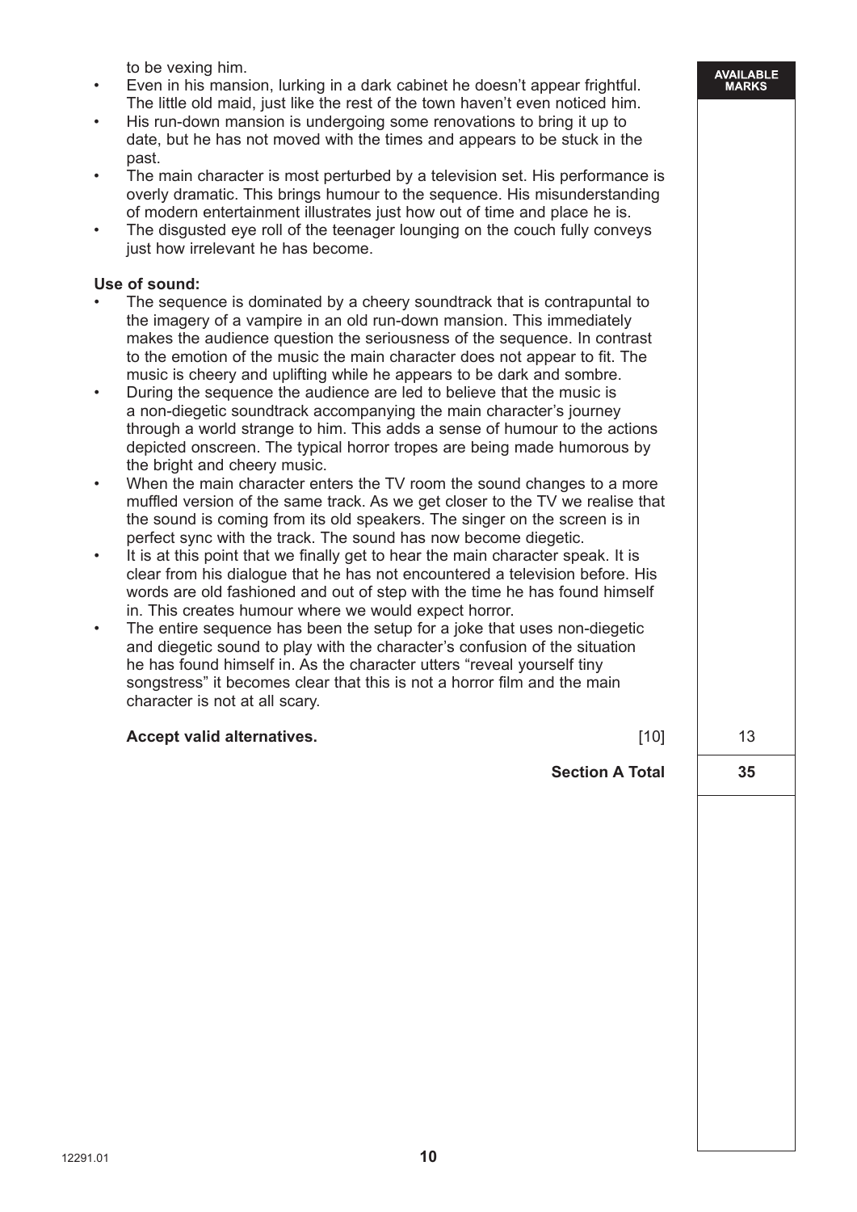to be vexing him.

- Even in his mansion, lurking in a dark cabinet he doesn't appear frightful. The little old maid, just like the rest of the town haven't even noticed him.
- His run-down mansion is undergoing some renovations to bring it up to date, but he has not moved with the times and appears to be stuck in the past.
- The main character is most perturbed by a television set. His performance is overly dramatic. This brings humour to the sequence. His misunderstanding of modern entertainment illustrates just how out of time and place he is.
- The disgusted eye roll of the teenager lounging on the couch fully conveys just how irrelevant he has become.

**Use of sound:**

- The sequence is dominated by a cheery soundtrack that is contrapuntal to the imagery of a vampire in an old run-down mansion. This immediately makes the audience question the seriousness of the sequence. In contrast to the emotion of the music the main character does not appear to fit. The music is cheery and uplifting while he appears to be dark and sombre.
- During the sequence the audience are led to believe that the music is a non-diegetic soundtrack accompanying the main character's journey through a world strange to him. This adds a sense of humour to the actions depicted onscreen. The typical horror tropes are being made humorous by the bright and cheery music.
- When the main character enters the TV room the sound changes to a more muffled version of the same track. As we get closer to the TV we realise that the sound is coming from its old speakers. The singer on the screen is in perfect sync with the track. The sound has now become diegetic.
- It is at this point that we finally get to hear the main character speak. It is clear from his dialogue that he has not encountered a television before. His words are old fashioned and out of step with the time he has found himself in. This creates humour where we would expect horror.
- The entire sequence has been the setup for a joke that uses non-diegetic and diegetic sound to play with the character's confusion of the situation he has found himself in. As the character utters "reveal yourself tiny songstress" it becomes clear that this is not a horror film and the main character is not at all scary.

**Accept valid alternatives.** [10] — 13

**Section A Total** — **35**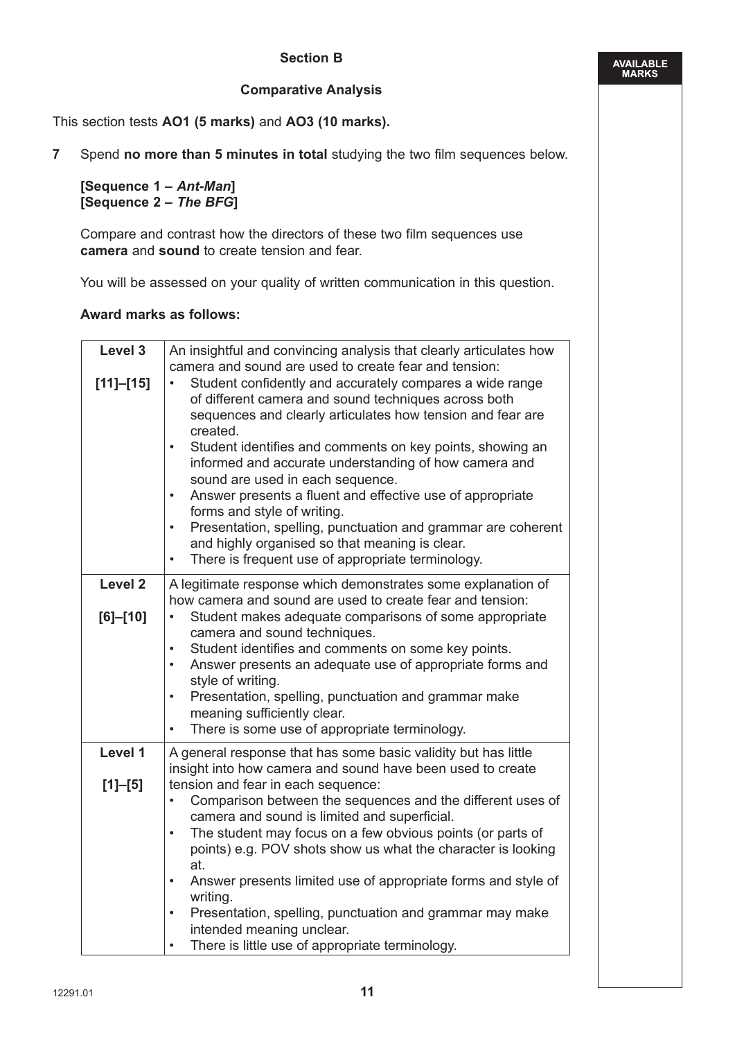## Section B

### Comparative Analysis

This section tests **AO1 (5 marks)** and **AO3 (10 marks).**

**7** Spend **no more than 5 minutes in total** studying the two film sequences below.

**[Sequence 1 – *Ant-Man*]**
**[Sequence 2 – *The BFG*]**

Compare and contrast how the directors of these two film sequences use **camera** and **sound** to create tension and fear.

You will be assessed on your quality of written communication in this question.

**Award marks as follows:**

| Level | Descriptor |
|---|---|
| **Level 3** **[11]–[15]** | An insightful and convincing analysis that clearly articulates how camera and sound are used to create fear and tension: • Student confidently and accurately compares a wide range of different camera and sound techniques across both sequences and clearly articulates how tension and fear are created. • Student identifies and comments on key points, showing an informed and accurate understanding of how camera and sound are used in each sequence. • Answer presents a fluent and effective use of appropriate forms and style of writing. • Presentation, spelling, punctuation and grammar are coherent and highly organised so that meaning is clear. • There is frequent use of appropriate terminology. |
| **Level 2** **[6]–[10]** | A legitimate response which demonstrates some explanation of how camera and sound are used to create fear and tension: • Student makes adequate comparisons of some appropriate camera and sound techniques. • Student identifies and comments on some key points. • Answer presents an adequate use of appropriate forms and style of writing. • Presentation, spelling, punctuation and grammar make meaning sufficiently clear. • There is some use of appropriate terminology. |
| **Level 1** **[1]–[5]** | A general response that has some basic validity but has little insight into how camera and sound have been used to create tension and fear in each sequence: • Comparison between the sequences and the different uses of camera and sound is limited and superficial. • The student may focus on a few obvious points (or parts of points) e.g. POV shots show us what the character is looking at. • Answer presents limited use of appropriate forms and style of writing. • Presentation, spelling, punctuation and grammar may make intended meaning unclear. • There is little use of appropriate terminology. |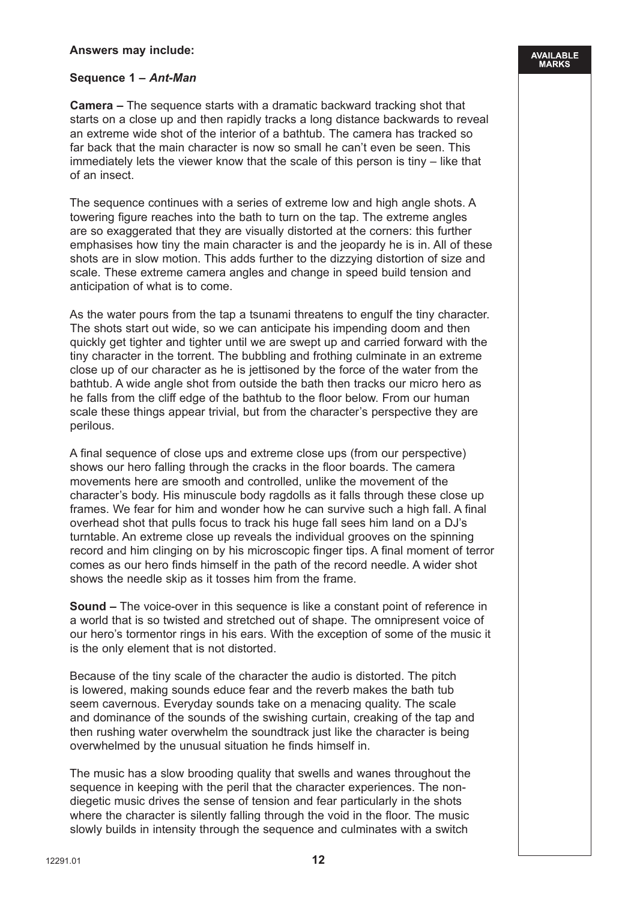**Answers may include:**

**Sequence 1 –** ***Ant-Man***

**Camera –** The sequence starts with a dramatic backward tracking shot that starts on a close up and then rapidly tracks a long distance backwards to reveal an extreme wide shot of the interior of a bathtub. The camera has tracked so far back that the main character is now so small he can't even be seen. This immediately lets the viewer know that the scale of this person is tiny – like that of an insect.

The sequence continues with a series of extreme low and high angle shots. A towering figure reaches into the bath to turn on the tap. The extreme angles are so exaggerated that they are visually distorted at the corners: this further emphasises how tiny the main character is and the jeopardy he is in. All of these shots are in slow motion. This adds further to the dizzying distortion of size and scale. These extreme camera angles and change in speed build tension and anticipation of what is to come.

As the water pours from the tap a tsunami threatens to engulf the tiny character. The shots start out wide, so we can anticipate his impending doom and then quickly get tighter and tighter until we are swept up and carried forward with the tiny character in the torrent. The bubbling and frothing culminate in an extreme close up of our character as he is jettisoned by the force of the water from the bathtub. A wide angle shot from outside the bath then tracks our micro hero as he falls from the cliff edge of the bathtub to the floor below. From our human scale these things appear trivial, but from the character's perspective they are perilous.

A final sequence of close ups and extreme close ups (from our perspective) shows our hero falling through the cracks in the floor boards. The camera movements here are smooth and controlled, unlike the movement of the character's body. His minuscule body ragdolls as it falls through these close up frames. We fear for him and wonder how he can survive such a high fall. A final overhead shot that pulls focus to track his huge fall sees him land on a DJ's turntable. An extreme close up reveals the individual grooves on the spinning record and him clinging on by his microscopic finger tips. A final moment of terror comes as our hero finds himself in the path of the record needle. A wider shot shows the needle skip as it tosses him from the frame.

**Sound –** The voice-over in this sequence is like a constant point of reference in a world that is so twisted and stretched out of shape. The omnipresent voice of our hero's tormentor rings in his ears. With the exception of some of the music it is the only element that is not distorted.

Because of the tiny scale of the character the audio is distorted. The pitch is lowered, making sounds educe fear and the reverb makes the bath tub seem cavernous. Everyday sounds take on a menacing quality. The scale and dominance of the sounds of the swishing curtain, creaking of the tap and then rushing water overwhelm the soundtrack just like the character is being overwhelmed by the unusual situation he finds himself in.

The music has a slow brooding quality that swells and wanes throughout the sequence in keeping with the peril that the character experiences. The non-diegetic music drives the sense of tension and fear particularly in the shots where the character is silently falling through the void in the floor. The music slowly builds in intensity through the sequence and culminates with a switch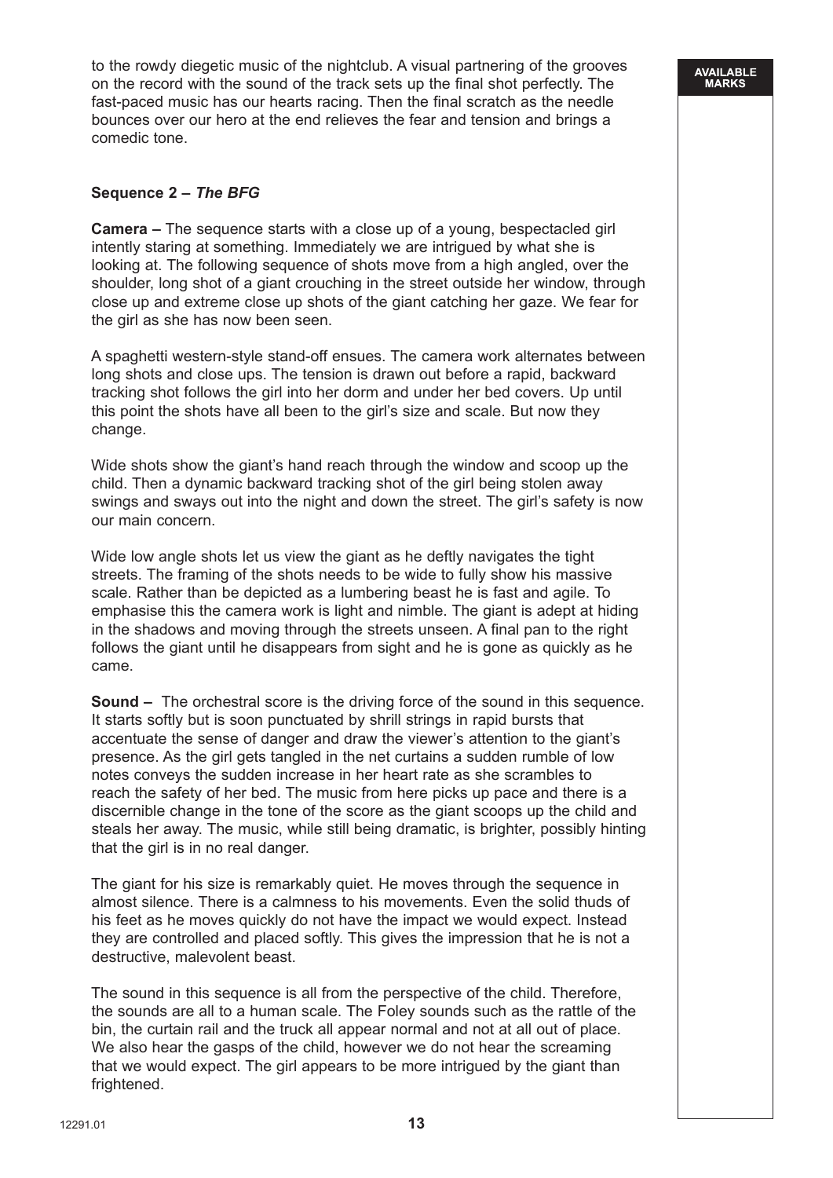to the rowdy diegetic music of the nightclub. A visual partnering of the grooves on the record with the sound of the track sets up the final shot perfectly. The fast-paced music has our hearts racing. Then the final scratch as the needle bounces over our hero at the end relieves the fear and tension and brings a comedic tone.

**Sequence 2 – *The BFG***

**Camera –** The sequence starts with a close up of a young, bespectacled girl intently staring at something. Immediately we are intrigued by what she is looking at. The following sequence of shots move from a high angled, over the shoulder, long shot of a giant crouching in the street outside her window, through close up and extreme close up shots of the giant catching her gaze. We fear for the girl as she has now been seen.

A spaghetti western-style stand-off ensues. The camera work alternates between long shots and close ups. The tension is drawn out before a rapid, backward tracking shot follows the girl into her dorm and under her bed covers. Up until this point the shots have all been to the girl's size and scale. But now they change.

Wide shots show the giant's hand reach through the window and scoop up the child. Then a dynamic backward tracking shot of the girl being stolen away swings and sways out into the night and down the street. The girl's safety is now our main concern.

Wide low angle shots let us view the giant as he deftly navigates the tight streets. The framing of the shots needs to be wide to fully show his massive scale. Rather than be depicted as a lumbering beast he is fast and agile. To emphasise this the camera work is light and nimble. The giant is adept at hiding in the shadows and moving through the streets unseen. A final pan to the right follows the giant until he disappears from sight and he is gone as quickly as he came.

**Sound –** The orchestral score is the driving force of the sound in this sequence. It starts softly but is soon punctuated by shrill strings in rapid bursts that accentuate the sense of danger and draw the viewer's attention to the giant's presence. As the girl gets tangled in the net curtains a sudden rumble of low notes conveys the sudden increase in her heart rate as she scrambles to reach the safety of her bed. The music from here picks up pace and there is a discernible change in the tone of the score as the giant scoops up the child and steals her away. The music, while still being dramatic, is brighter, possibly hinting that the girl is in no real danger.

The giant for his size is remarkably quiet. He moves through the sequence in almost silence. There is a calmness to his movements. Even the solid thuds of his feet as he moves quickly do not have the impact we would expect. Instead they are controlled and placed softly. This gives the impression that he is not a destructive, malevolent beast.

The sound in this sequence is all from the perspective of the child. Therefore, the sounds are all to a human scale. The Foley sounds such as the rattle of the bin, the curtain rail and the truck all appear normal and not at all out of place. We also hear the gasps of the child, however we do not hear the screaming that we would expect. The girl appears to be more intrigued by the giant than frightened.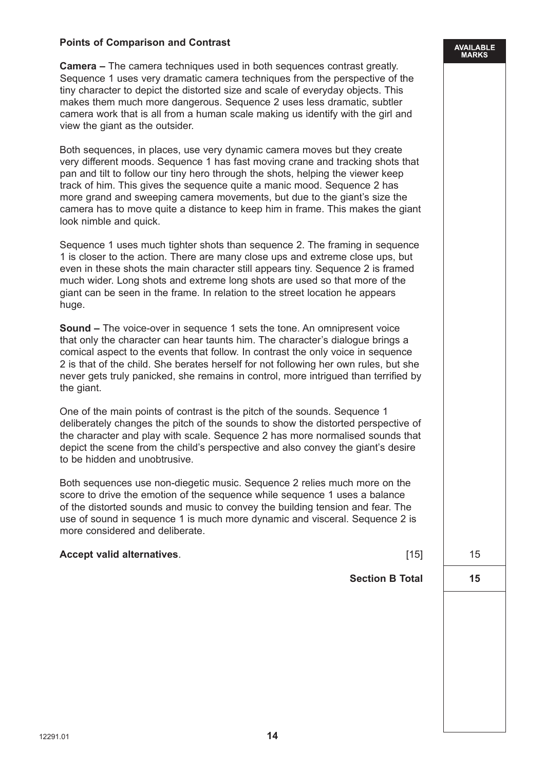**Points of Comparison and Contrast**

**Camera –** The camera techniques used in both sequences contrast greatly. Sequence 1 uses very dramatic camera techniques from the perspective of the tiny character to depict the distorted size and scale of everyday objects. This makes them much more dangerous. Sequence 2 uses less dramatic, subtler camera work that is all from a human scale making us identify with the girl and view the giant as the outsider.

Both sequences, in places, use very dynamic camera moves but they create very different moods. Sequence 1 has fast moving crane and tracking shots that pan and tilt to follow our tiny hero through the shots, helping the viewer keep track of him. This gives the sequence quite a manic mood. Sequence 2 has more grand and sweeping camera movements, but due to the giant's size the camera has to move quite a distance to keep him in frame. This makes the giant look nimble and quick.

Sequence 1 uses much tighter shots than sequence 2. The framing in sequence 1 is closer to the action. There are many close ups and extreme close ups, but even in these shots the main character still appears tiny. Sequence 2 is framed much wider. Long shots and extreme long shots are used so that more of the giant can be seen in the frame. In relation to the street location he appears huge.

**Sound –** The voice-over in sequence 1 sets the tone. An omnipresent voice that only the character can hear taunts him. The character's dialogue brings a comical aspect to the events that follow. In contrast the only voice in sequence 2 is that of the child. She berates herself for not following her own rules, but she never gets truly panicked, she remains in control, more intrigued than terrified by the giant.

One of the main points of contrast is the pitch of the sounds. Sequence 1 deliberately changes the pitch of the sounds to show the distorted perspective of the character and play with scale. Sequence 2 has more normalised sounds that depict the scene from the child's perspective and also convey the giant's desire to be hidden and unobtrusive.

Both sequences use non-diegetic music. Sequence 2 relies much more on the score to drive the emotion of the sequence while sequence 1 uses a balance of the distorted sounds and music to convey the building tension and fear. The use of sound in sequence 1 is much more dynamic and visceral. Sequence 2 is more considered and deliberate.

**Accept valid alternatives**. [15] — AVAILABLE MARKS: 15

**Section B Total** — 15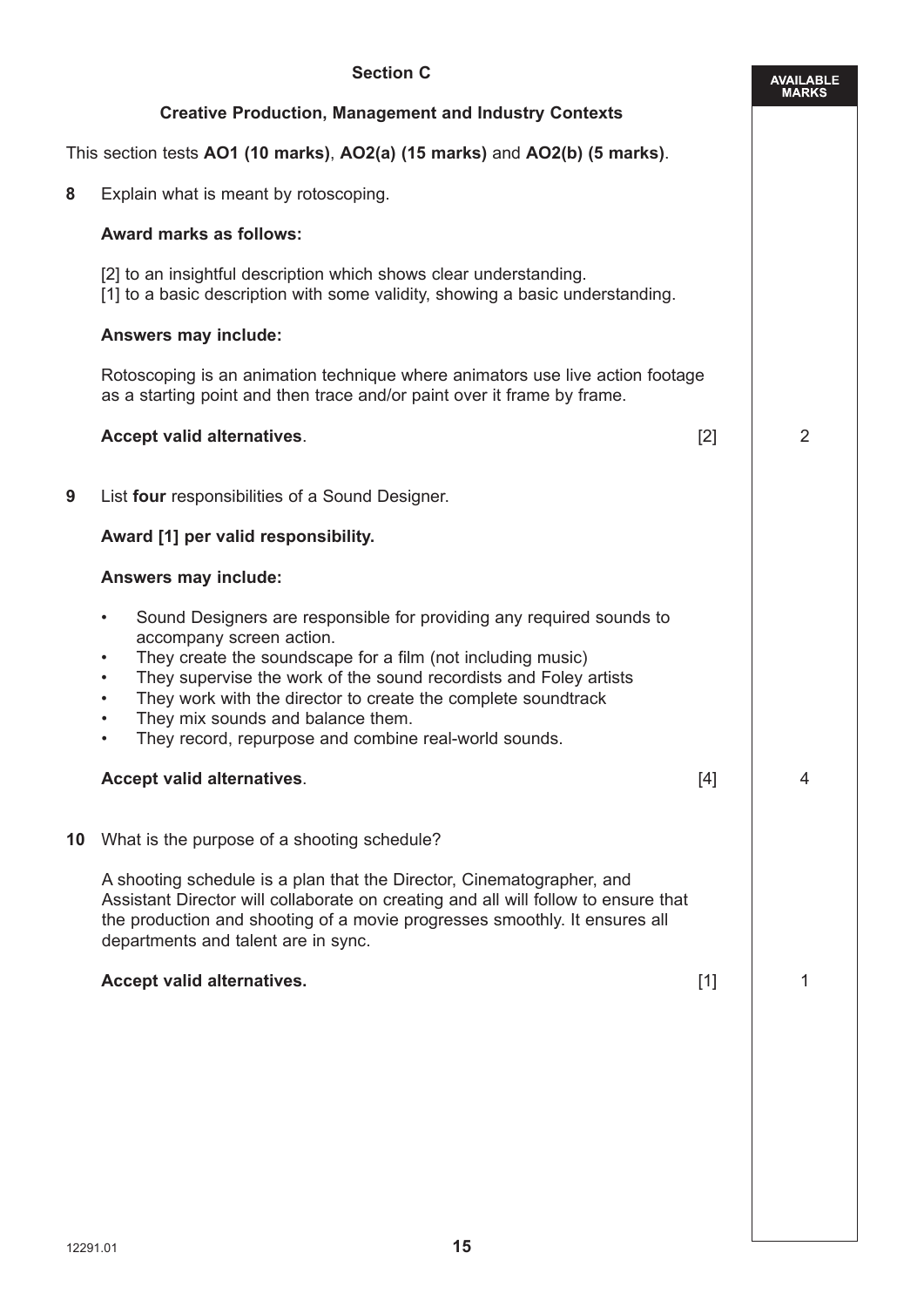## Section C

### Creative Production, Management and Industry Contexts

This section tests **AO1 (10 marks)**, **AO2(a) (15 marks)** and **AO2(b) (5 marks)**.

**8** Explain what is meant by rotoscoping.

**Award marks as follows:**

[2] to an insightful description which shows clear understanding.
[1] to a basic description with some validity, showing a basic understanding.

**Answers may include:**

Rotoscoping is an animation technique where animators use live action footage as a starting point and then trace and/or paint over it frame by frame.

**Accept valid alternatives**. [2] — **Available marks: 2**

**9** List **four** responsibilities of a Sound Designer.

**Award [1] per valid responsibility.**

**Answers may include:**

- Sound Designers are responsible for providing any required sounds to accompany screen action.
- They create the soundscape for a film (not including music)
- They supervise the work of the sound recordists and Foley artists
- They work with the director to create the complete soundtrack
- They mix sounds and balance them.
- They record, repurpose and combine real-world sounds.

**Accept valid alternatives**. [4] — **Available marks: 4**

**10** What is the purpose of a shooting schedule?

A shooting schedule is a plan that the Director, Cinematographer, and Assistant Director will collaborate on creating and all will follow to ensure that the production and shooting of a movie progresses smoothly. It ensures all departments and talent are in sync.

**Accept valid alternatives.** [1] — **Available marks: 1**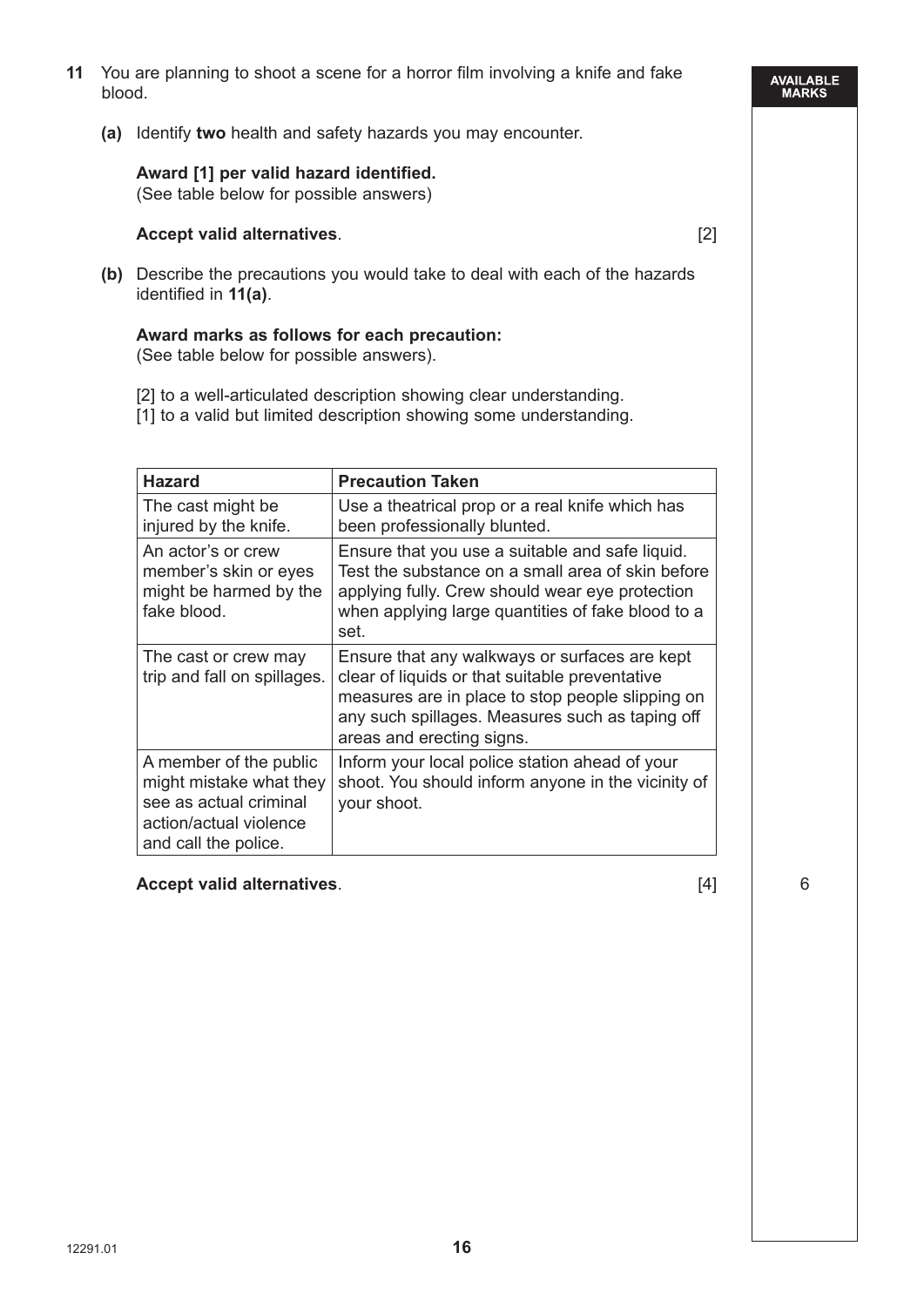**11** You are planning to shoot a scene for a horror film involving a knife and fake blood.

**(a)** Identify **two** health and safety hazards you may encounter.

**Award [1] per valid hazard identified.**
(See table below for possible answers)

**Accept valid alternatives**. [2]

**(b)** Describe the precautions you would take to deal with each of the hazards identified in **11(a)**.

**Award marks as follows for each precaution:**
(See table below for possible answers).

[2] to a well-articulated description showing clear understanding.
[1] to a valid but limited description showing some understanding.

| Hazard | Precaution Taken |
| --- | --- |
| The cast might be injured by the knife. | Use a theatrical prop or a real knife which has been professionally blunted. |
| An actor's or crew member's skin or eyes might be harmed by the fake blood. | Ensure that you use a suitable and safe liquid. Test the substance on a small area of skin before applying fully. Crew should wear eye protection when applying large quantities of fake blood to a set. |
| The cast or crew may trip and fall on spillages. | Ensure that any walkways or surfaces are kept clear of liquids or that suitable preventative measures are in place to stop people slipping on any such spillages. Measures such as taping off areas and erecting signs. |
| A member of the public might mistake what they see as actual criminal action/actual violence and call the police. | Inform your local police station ahead of your shoot. You should inform anyone in the vicinity of your shoot. |

**Accept valid alternatives**. [4]

AVAILABLE MARKS: 6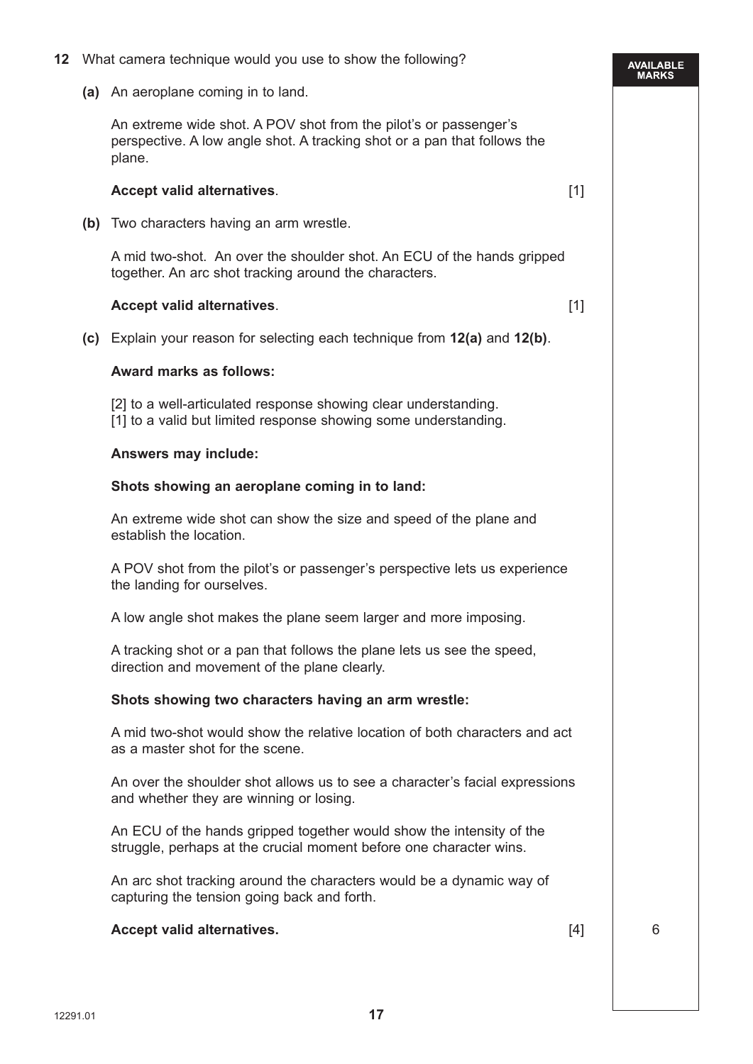**12** What camera technique would you use to show the following?

**(a)** An aeroplane coming in to land.

An extreme wide shot. A POV shot from the pilot's or passenger's perspective. A low angle shot. A tracking shot or a pan that follows the plane.

**Accept valid alternatives**. [1]

**(b)** Two characters having an arm wrestle.

A mid two-shot. An over the shoulder shot. An ECU of the hands gripped together. An arc shot tracking around the characters.

**Accept valid alternatives**. [1]

**(c)** Explain your reason for selecting each technique from **12(a)** and **12(b)**.

**Award marks as follows:**

[2] to a well-articulated response showing clear understanding.
[1] to a valid but limited response showing some understanding.

**Answers may include:**

**Shots showing an aeroplane coming in to land:**

An extreme wide shot can show the size and speed of the plane and establish the location.

A POV shot from the pilot's or passenger's perspective lets us experience the landing for ourselves.

A low angle shot makes the plane seem larger and more imposing.

A tracking shot or a pan that follows the plane lets us see the speed, direction and movement of the plane clearly.

**Shots showing two characters having an arm wrestle:**

A mid two-shot would show the relative location of both characters and act as a master shot for the scene.

An over the shoulder shot allows us to see a character's facial expressions and whether they are winning or losing.

An ECU of the hands gripped together would show the intensity of the struggle, perhaps at the crucial moment before one character wins.

An arc shot tracking around the characters would be a dynamic way of capturing the tension going back and forth.

**Accept valid alternatives.** [4]

AVAILABLE MARKS: 6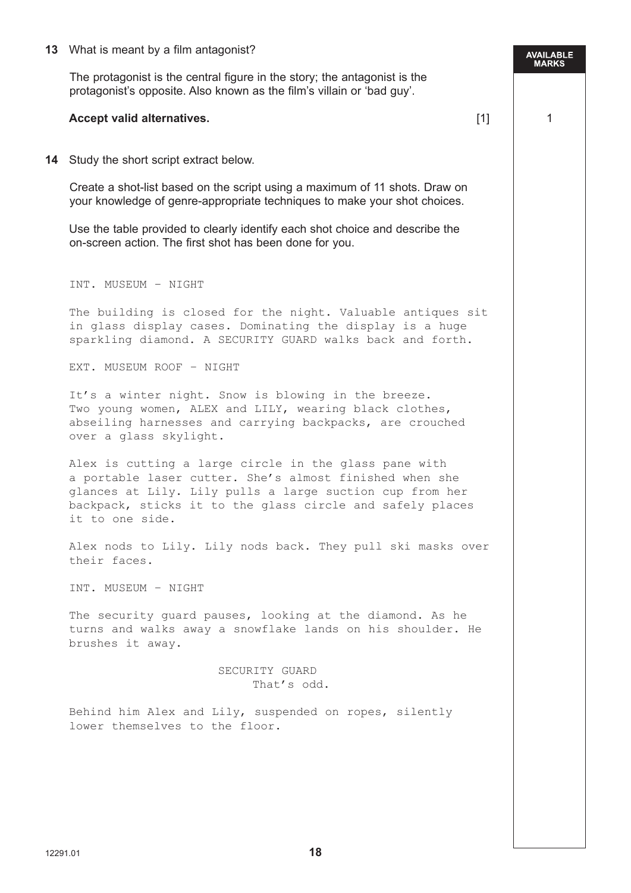**13** What is meant by a film antagonist?

The protagonist is the central figure in the story; the antagonist is the protagonist's opposite. Also known as the film's villain or 'bad guy'.

**Accept valid alternatives.** [1]

| AVAILABLE MARKS |
|---|
| 1 |

**14** Study the short script extract below.

Create a shot-list based on the script using a maximum of 11 shots. Draw on your knowledge of genre-appropriate techniques to make your shot choices.

Use the table provided to clearly identify each shot choice and describe the on-screen action. The first shot has been done for you.

```
INT. MUSEUM – NIGHT

The building is closed for the night. Valuable antiques sit
in glass display cases. Dominating the display is a huge
sparkling diamond. A SECURITY GUARD walks back and forth.

EXT. MUSEUM ROOF – NIGHT

It's a winter night. Snow is blowing in the breeze.
Two young women, ALEX and LILY, wearing black clothes,
abseiling harnesses and carrying backpacks, are crouched
over a glass skylight.

Alex is cutting a large circle in the glass pane with
a portable laser cutter. She's almost finished when she
glances at Lily. Lily pulls a large suction cup from her
backpack, sticks it to the glass circle and safely places
it to one side.

Alex nods to Lily. Lily nods back. They pull ski masks over
their faces.

INT. MUSEUM – NIGHT

The security guard pauses, looking at the diamond. As he
turns and walks away a snowflake lands on his shoulder. He
brushes it away.

                    SECURITY GUARD
                         That's odd.

Behind him Alex and Lily, suspended on ropes, silently
lower themselves to the floor.
```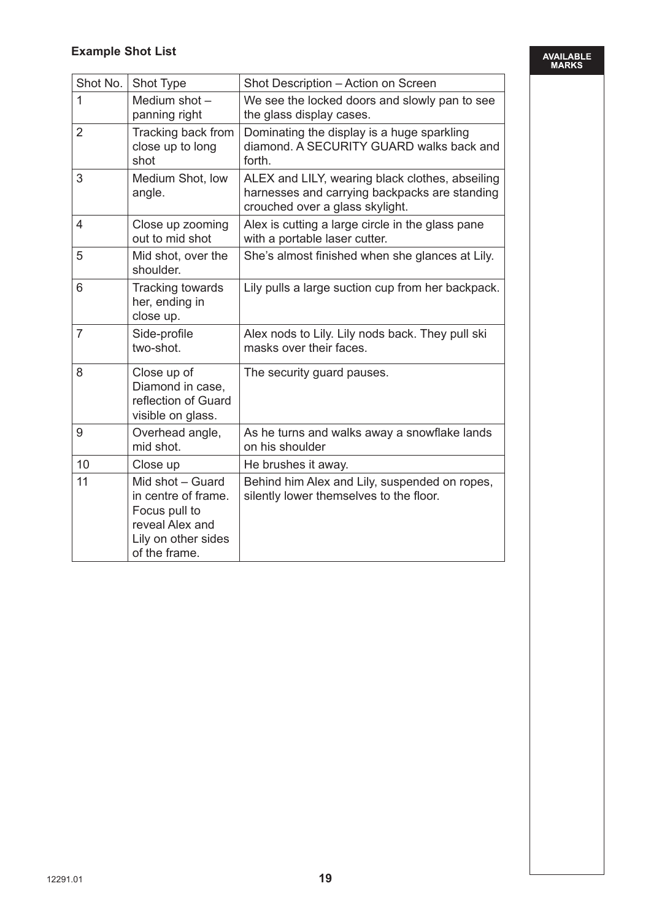**Example Shot List**

| Shot No. | Shot Type | Shot Description – Action on Screen |
|---|---|---|
| 1 | Medium shot – panning right | We see the locked doors and slowly pan to see the glass display cases. |
| 2 | Tracking back from close up to long shot | Dominating the display is a huge sparkling diamond. A SECURITY GUARD walks back and forth. |
| 3 | Medium Shot, low angle. | ALEX and LILY, wearing black clothes, abseiling harnesses and carrying backpacks are standing crouched over a glass skylight. |
| 4 | Close up zooming out to mid shot | Alex is cutting a large circle in the glass pane with a portable laser cutter. |
| 5 | Mid shot, over the shoulder. | She's almost finished when she glances at Lily. |
| 6 | Tracking towards her, ending in close up. | Lily pulls a large suction cup from her backpack. |
| 7 | Side-profile two-shot. | Alex nods to Lily. Lily nods back. They pull ski masks over their faces. |
| 8 | Close up of Diamond in case, reflection of Guard visible on glass. | The security guard pauses. |
| 9 | Overhead angle, mid shot. | As he turns and walks away a snowflake lands on his shoulder |
| 10 | Close up | He brushes it away. |
| 11 | Mid shot – Guard in centre of frame. Focus pull to reveal Alex and Lily on other sides of the frame. | Behind him Alex and Lily, suspended on ropes, silently lower themselves to the floor. |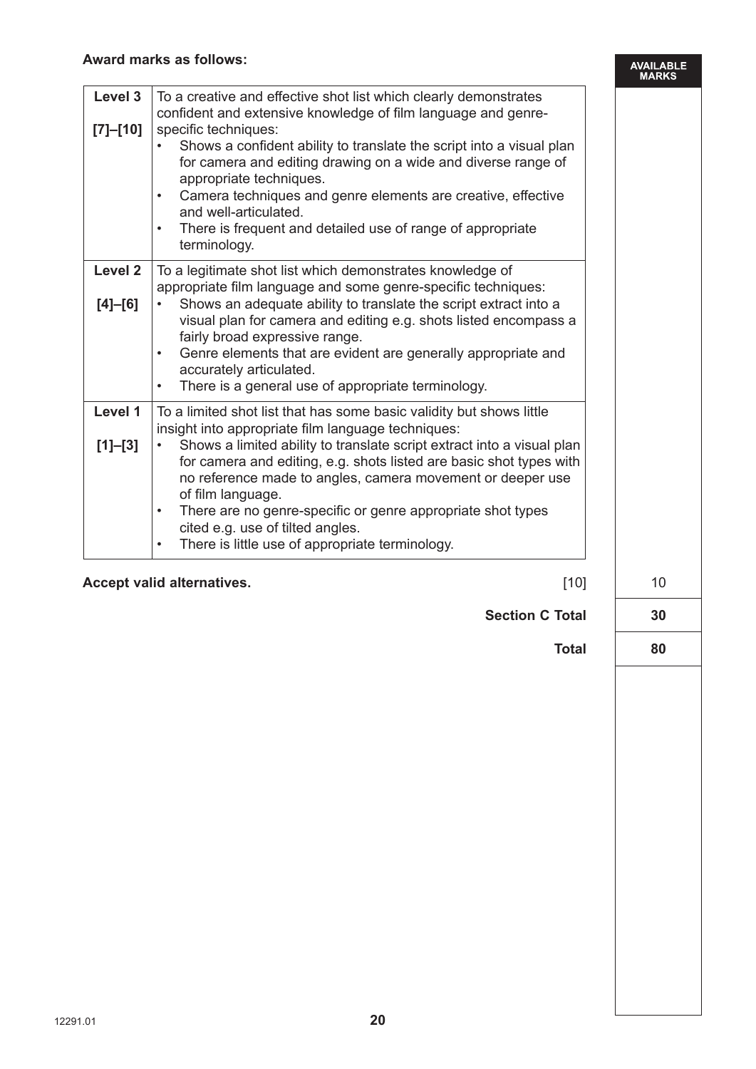**Award marks as follows:**

| Level | Descriptor |
|---|---|
| **Level 3** **[7]–[10]** | To a creative and effective shot list which clearly demonstrates confident and extensive knowledge of film language and genre-specific techniques:<br>• Shows a confident ability to translate the script into a visual plan for camera and editing drawing on a wide and diverse range of appropriate techniques.<br>• Camera techniques and genre elements are creative, effective and well-articulated.<br>• There is frequent and detailed use of range of appropriate terminology. |
| **Level 2** **[4]–[6]** | To a legitimate shot list which demonstrates knowledge of appropriate film language and some genre-specific techniques:<br>• Shows an adequate ability to translate the script extract into a visual plan for camera and editing e.g. shots listed encompass a fairly broad expressive range.<br>• Genre elements that are evident are generally appropriate and accurately articulated.<br>• There is a general use of appropriate terminology. |
| **Level 1** **[1]–[3]** | To a limited shot list that has some basic validity but shows little insight into appropriate film language techniques:<br>• Shows a limited ability to translate script extract into a visual plan for camera and editing, e.g. shots listed are basic shot types with no reference made to angles, camera movement or deeper use of film language.<br>• There are no genre-specific or genre appropriate shot types cited e.g. use of tilted angles.<br>• There is little use of appropriate terminology. |

**Accept valid alternatives.** [10] — AVAILABLE MARKS: 10

**Section C Total** — 30

**Total** — 80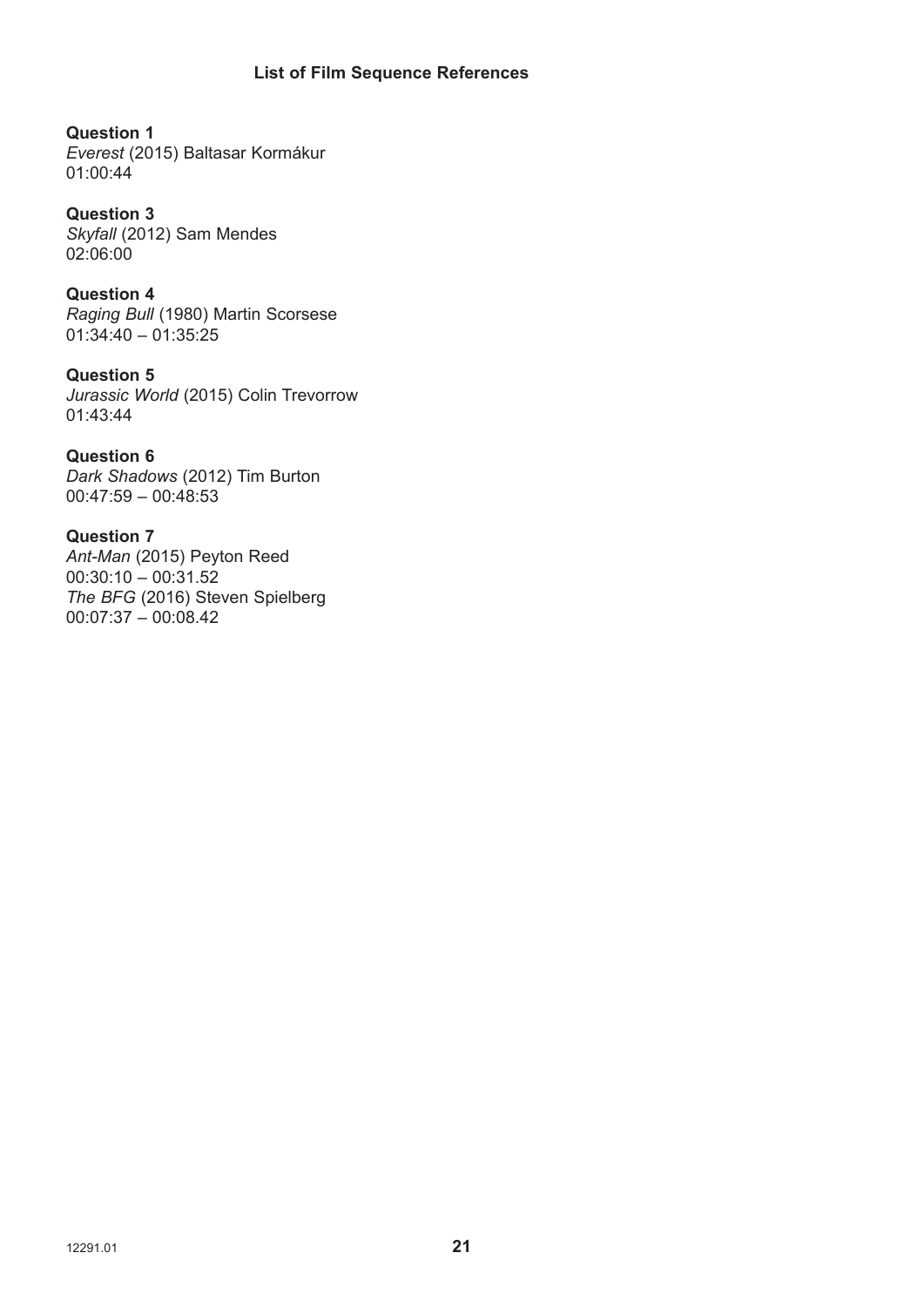## List of Film Sequence References

**Question 1**
*Everest* (2015) Baltasar Kormákur
01:00:44

**Question 3**
*Skyfall* (2012) Sam Mendes
02:06:00

**Question 4**
*Raging Bull* (1980) Martin Scorsese
01:34:40 – 01:35:25

**Question 5**
*Jurassic World* (2015) Colin Trevorrow
01:43:44

**Question 6**
*Dark Shadows* (2012) Tim Burton
00:47:59 – 00:48:53

**Question 7**
*Ant-Man* (2015) Peyton Reed
00:30:10 – 00:31.52
*The BFG* (2016) Steven Spielberg
00:07:37 – 00:08.42